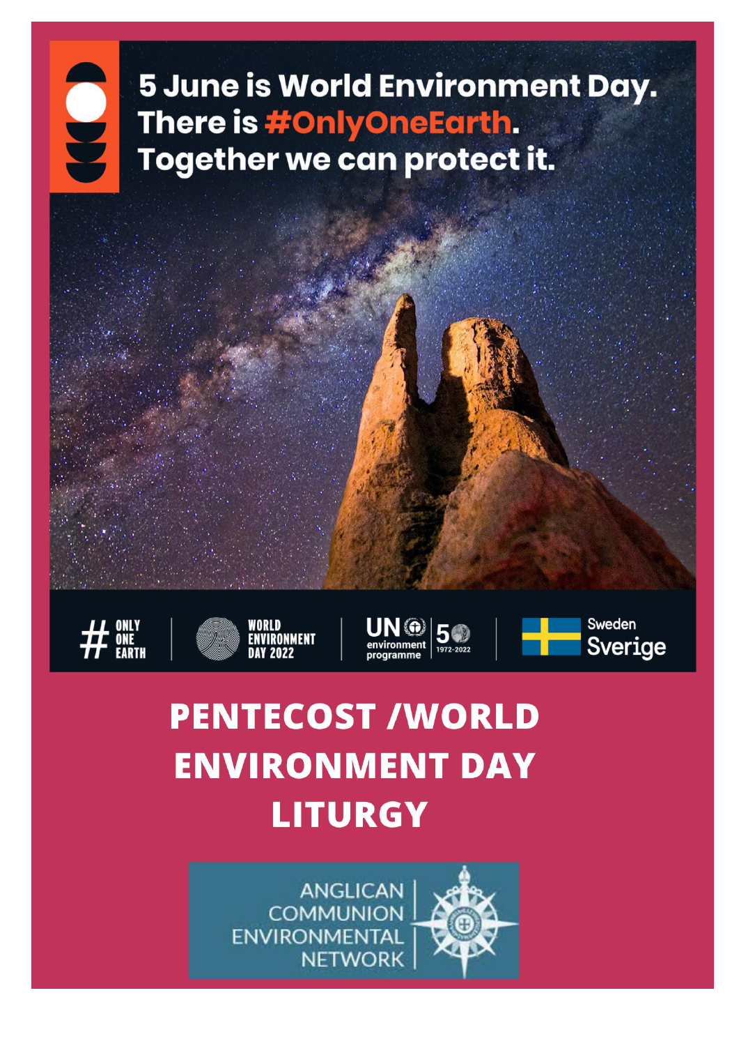5 June is World Environment Day.
There is #OnlyOneEarth.
Together we can protect it.

# ONLY ONE EARTH

WORLD ENVIRONMENT DAY 2022

UN environment programme 50 1972-2022

Sweden Sverige

# PENTECOST /WORLD ENVIRONMENT DAY LITURGY

ANGLICAN COMMUNION ENVIRONMENTAL NETWORK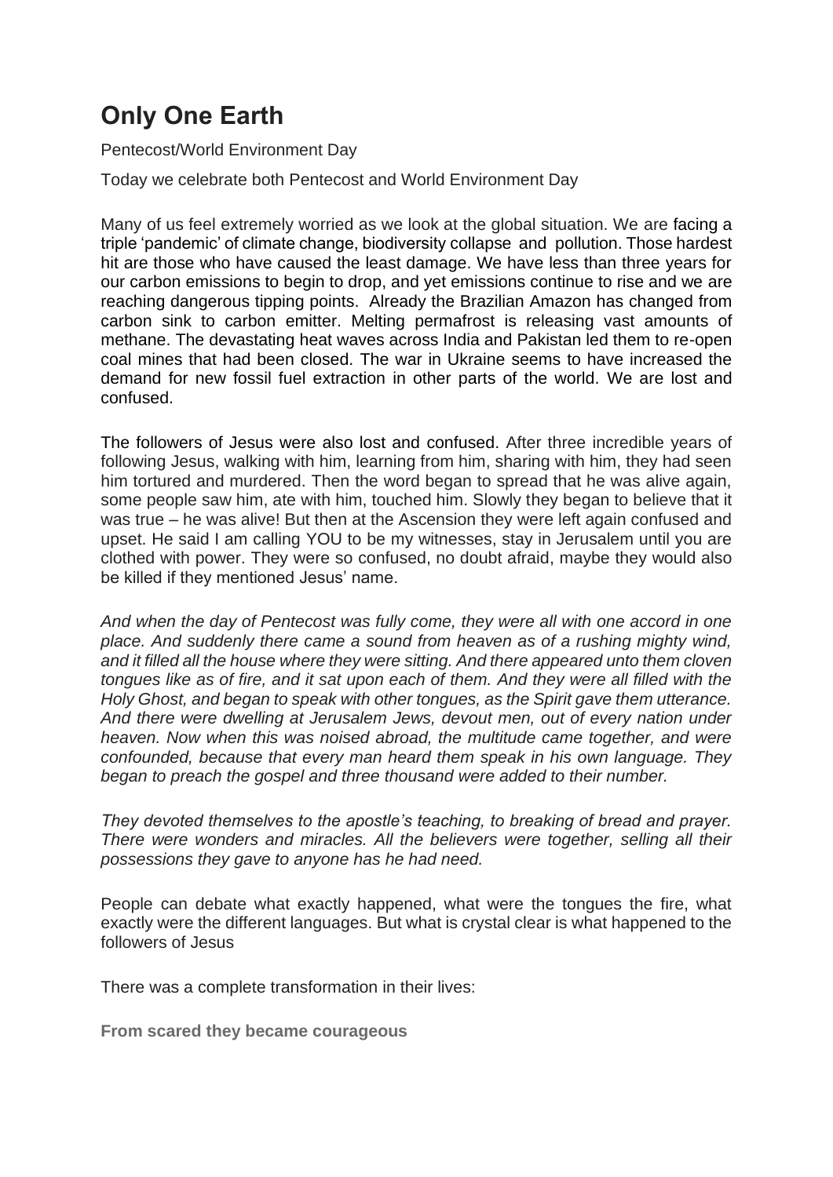# Only One Earth

Pentecost/World Environment Day

Today we celebrate both Pentecost and World Environment Day

Many of us feel extremely worried as we look at the global situation. We are facing a triple 'pandemic' of climate change, biodiversity collapse and pollution. Those hardest hit are those who have caused the least damage. We have less than three years for our carbon emissions to begin to drop, and yet emissions continue to rise and we are reaching dangerous tipping points. Already the Brazilian Amazon has changed from carbon sink to carbon emitter. Melting permafrost is releasing vast amounts of methane. The devastating heat waves across India and Pakistan led them to re-open coal mines that had been closed. The war in Ukraine seems to have increased the demand for new fossil fuel extraction in other parts of the world. We are lost and confused.

The followers of Jesus were also lost and confused. After three incredible years of following Jesus, walking with him, learning from him, sharing with him, they had seen him tortured and murdered. Then the word began to spread that he was alive again, some people saw him, ate with him, touched him. Slowly they began to believe that it was true – he was alive! But then at the Ascension they were left again confused and upset. He said I am calling YOU to be my witnesses, stay in Jerusalem until you are clothed with power. They were so confused, no doubt afraid, maybe they would also be killed if they mentioned Jesus' name.

*And when the day of Pentecost was fully come, they were all with one accord in one place. And suddenly there came a sound from heaven as of a rushing mighty wind, and it filled all the house where they were sitting. And there appeared unto them cloven tongues like as of fire, and it sat upon each of them. And they were all filled with the Holy Ghost, and began to speak with other tongues, as the Spirit gave them utterance. And there were dwelling at Jerusalem Jews, devout men, out of every nation under heaven. Now when this was noised abroad, the multitude came together, and were confounded, because that every man heard them speak in his own language. They began to preach the gospel and three thousand were added to their number.*

*They devoted themselves to the apostle's teaching, to breaking of bread and prayer. There were wonders and miracles. All the believers were together, selling all their possessions they gave to anyone has he had need.*

People can debate what exactly happened, what were the tongues the fire, what exactly were the different languages. But what is crystal clear is what happened to the followers of Jesus

There was a complete transformation in their lives:

**From scared they became courageous**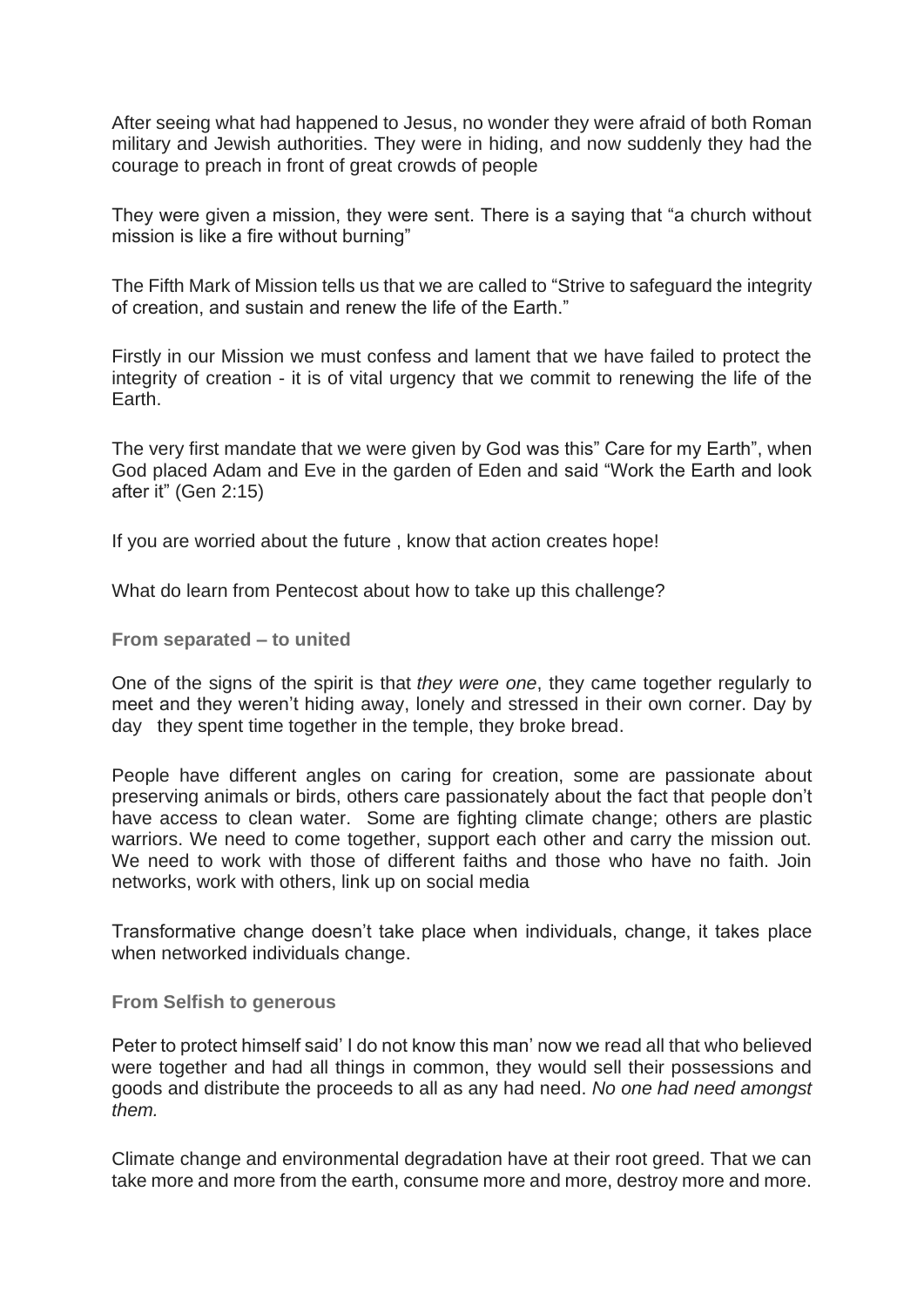After seeing what had happened to Jesus, no wonder they were afraid of both Roman military and Jewish authorities. They were in hiding, and now suddenly they had the courage to preach in front of great crowds of people

They were given a mission, they were sent. There is a saying that "a church without mission is like a fire without burning"

The Fifth Mark of Mission tells us that we are called to "Strive to safeguard the integrity of creation, and sustain and renew the life of the Earth."

Firstly in our Mission we must confess and lament that we have failed to protect the integrity of creation - it is of vital urgency that we commit to renewing the life of the Earth.

The very first mandate that we were given by God was this" Care for my Earth", when God placed Adam and Eve in the garden of Eden and said "Work the Earth and look after it" (Gen 2:15)

If you are worried about the future , know that action creates hope!

What do learn from Pentecost about how to take up this challenge?

### From separated – to united

One of the signs of the spirit is that *they were one*, they came together regularly to meet and they weren't hiding away, lonely and stressed in their own corner. Day by day they spent time together in the temple, they broke bread.

People have different angles on caring for creation, some are passionate about preserving animals or birds, others care passionately about the fact that people don't have access to clean water. Some are fighting climate change; others are plastic warriors. We need to come together, support each other and carry the mission out. We need to work with those of different faiths and those who have no faith. Join networks, work with others, link up on social media

Transformative change doesn't take place when individuals, change, it takes place when networked individuals change.

### From Selfish to generous

Peter to protect himself said' I do not know this man' now we read all that who believed were together and had all things in common, they would sell their possessions and goods and distribute the proceeds to all as any had need. *No one had need amongst them.*

Climate change and environmental degradation have at their root greed. That we can take more and more from the earth, consume more and more, destroy more and more.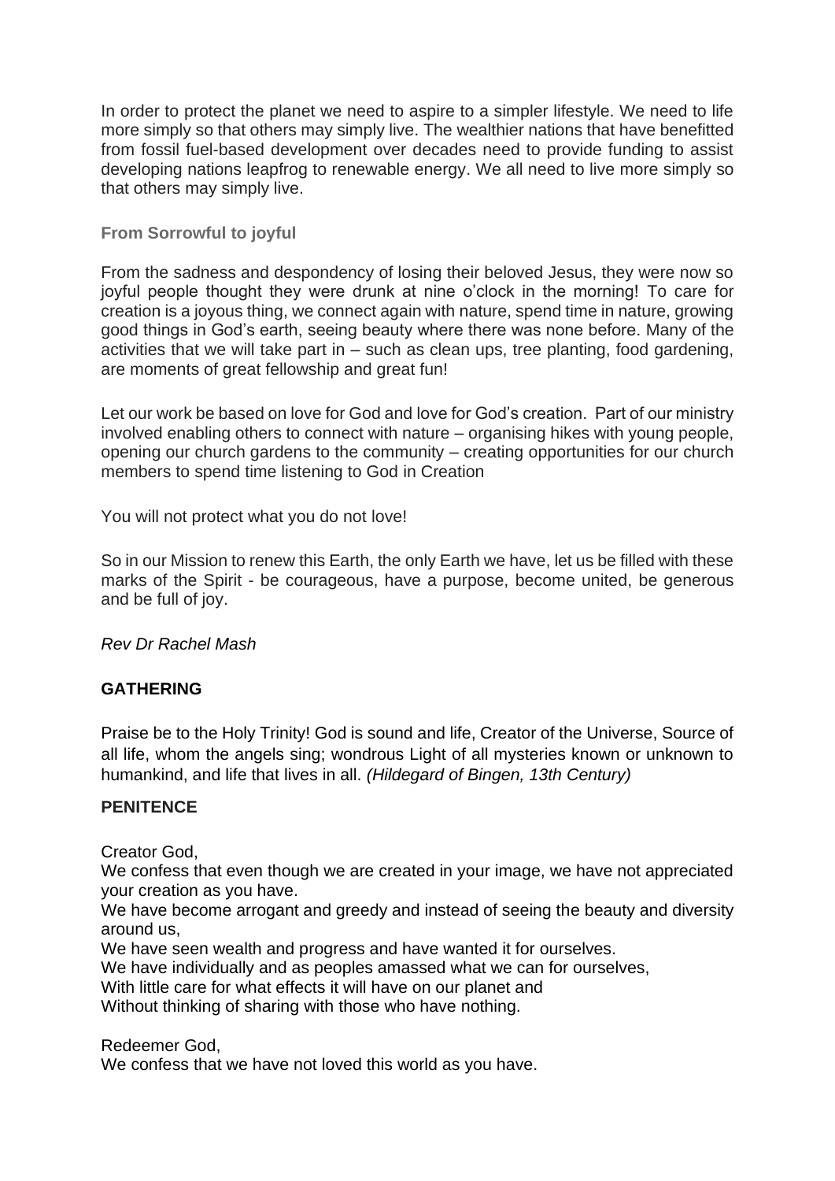In order to protect the planet we need to aspire to a simpler lifestyle. We need to life more simply so that others may simply live. The wealthier nations that have benefitted from fossil fuel-based development over decades need to provide funding to assist developing nations leapfrog to renewable energy. We all need to live more simply so that others may simply live.

**From Sorrowful to joyful**

From the sadness and despondency of losing their beloved Jesus, they were now so joyful people thought they were drunk at nine o'clock in the morning! To care for creation is a joyous thing, we connect again with nature, spend time in nature, growing good things in God's earth, seeing beauty where there was none before. Many of the activities that we will take part in – such as clean ups, tree planting, food gardening, are moments of great fellowship and great fun!

Let our work be based on love for God and love for God's creation. Part of our ministry involved enabling others to connect with nature – organising hikes with young people, opening our church gardens to the community – creating opportunities for our church members to spend time listening to God in Creation

You will not protect what you do not love!

So in our Mission to renew this Earth, the only Earth we have, let us be filled with these marks of the Spirit - be courageous, have a purpose, become united, be generous and be full of joy.

*Rev Dr Rachel Mash*

## GATHERING

Praise be to the Holy Trinity! God is sound and life, Creator of the Universe, Source of all life, whom the angels sing; wondrous Light of all mysteries known or unknown to humankind, and life that lives in all. *(Hildegard of Bingen, 13th Century)*

## PENITENCE

Creator God,
We confess that even though we are created in your image, we have not appreciated your creation as you have.
We have become arrogant and greedy and instead of seeing the beauty and diversity around us,
We have seen wealth and progress and have wanted it for ourselves.
We have individually and as peoples amassed what we can for ourselves,
With little care for what effects it will have on our planet and
Without thinking of sharing with those who have nothing.

Redeemer God,
We confess that we have not loved this world as you have.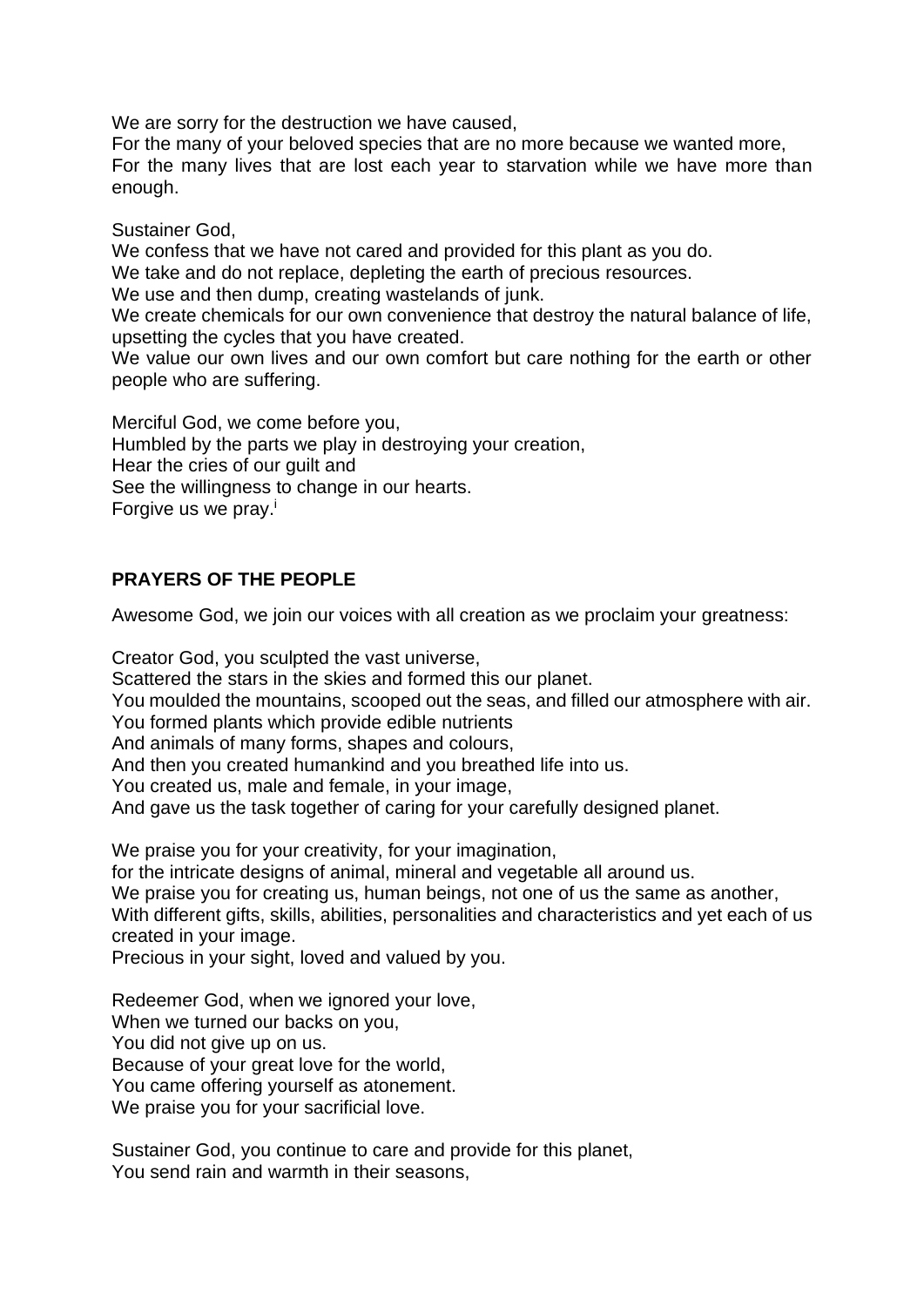We are sorry for the destruction we have caused,
For the many of your beloved species that are no more because we wanted more,
For the many lives that are lost each year to starvation while we have more than enough.

Sustainer God,
We confess that we have not cared and provided for this plant as you do.
We take and do not replace, depleting the earth of precious resources.
We use and then dump, creating wastelands of junk.
We create chemicals for our own convenience that destroy the natural balance of life, upsetting the cycles that you have created.
We value our own lives and our own comfort but care nothing for the earth or other people who are suffering.

Merciful God, we come before you,
Humbled by the parts we play in destroying your creation,
Hear the cries of our guilt and
See the willingness to change in our hearts.
Forgive us we pray.[i]

**PRAYERS OF THE PEOPLE**

Awesome God, we join our voices with all creation as we proclaim your greatness:

Creator God, you sculpted the vast universe,
Scattered the stars in the skies and formed this our planet.
You moulded the mountains, scooped out the seas, and filled our atmosphere with air.
You formed plants which provide edible nutrients
And animals of many forms, shapes and colours,
And then you created humankind and you breathed life into us.
You created us, male and female, in your image,
And gave us the task together of caring for your carefully designed planet.

We praise you for your creativity, for your imagination,
for the intricate designs of animal, mineral and vegetable all around us.
We praise you for creating us, human beings, not one of us the same as another,
With different gifts, skills, abilities, personalities and characteristics and yet each of us created in your image.
Precious in your sight, loved and valued by you.

Redeemer God, when we ignored your love,
When we turned our backs on you,
You did not give up on us.
Because of your great love for the world,
You came offering yourself as atonement.
We praise you for your sacrificial love.

Sustainer God, you continue to care and provide for this planet,
You send rain and warmth in their seasons,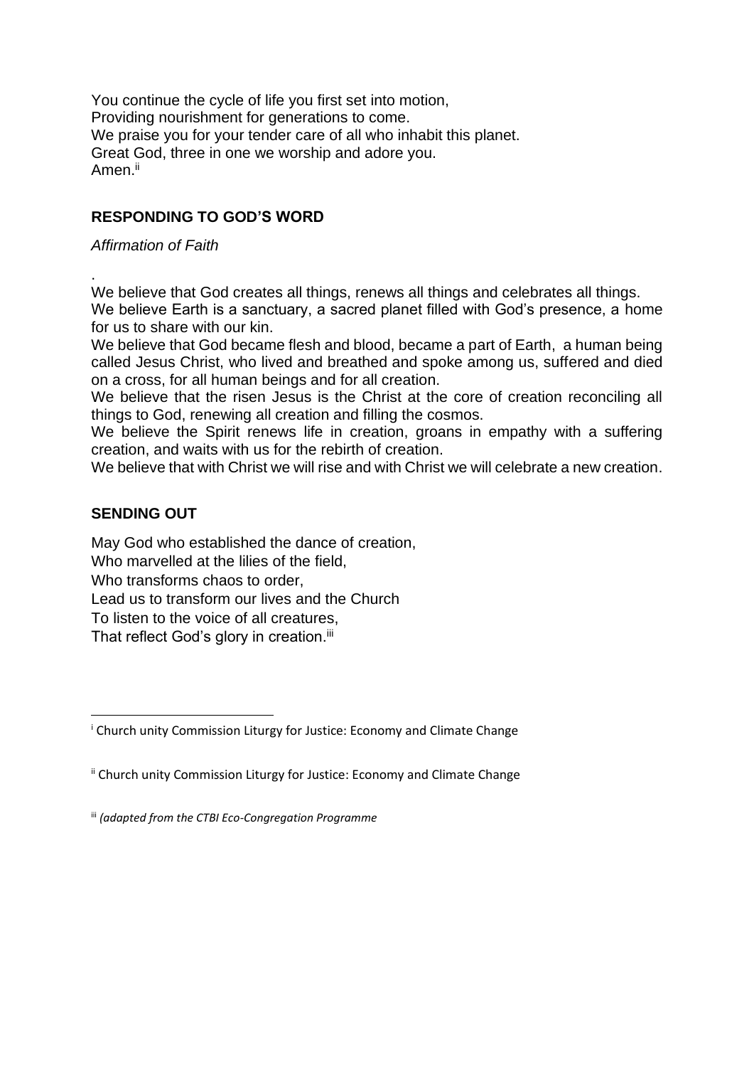You continue the cycle of life you first set into motion,
Providing nourishment for generations to come.
We praise you for your tender care of all who inhabit this planet.
Great God, three in one we worship and adore you.
Amen.[ii]

## RESPONDING TO GOD'S WORD

*Affirmation of Faith*

.

We believe that God creates all things, renews all things and celebrates all things.
We believe Earth is a sanctuary, a sacred planet filled with God's presence, a home for us to share with our kin.
We believe that God became flesh and blood, became a part of Earth, a human being called Jesus Christ, who lived and breathed and spoke among us, suffered and died on a cross, for all human beings and for all creation.
We believe that the risen Jesus is the Christ at the core of creation reconciling all things to God, renewing all creation and filling the cosmos.
We believe the Spirit renews life in creation, groans in empathy with a suffering creation, and waits with us for the rebirth of creation.
We believe that with Christ we will rise and with Christ we will celebrate a new creation.

## SENDING OUT

May God who established the dance of creation,
Who marvelled at the lilies of the field,
Who transforms chaos to order,
Lead us to transform our lives and the Church
To listen to the voice of all creatures,
That reflect God's glory in creation.[iii]

---

[i] Church unity Commission Liturgy for Justice: Economy and Climate Change

[ii] Church unity Commission Liturgy for Justice: Economy and Climate Change

[iii] *(adapted from the CTBI Eco-Congregation Programme*